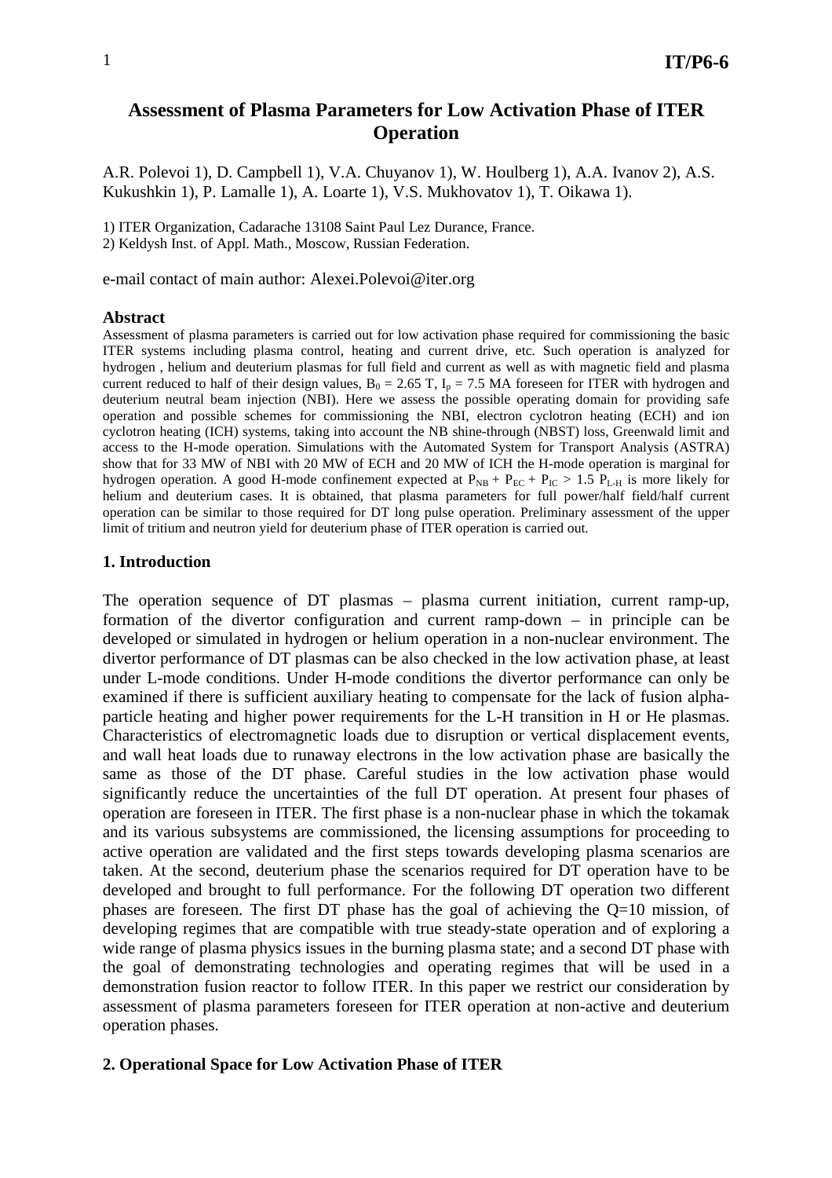# Assessment of Plasma Parameters for Low Activation Phase of ITER Operation

A.R. Polevoi 1), D. Campbell 1), V.A. Chuyanov 1), W. Houlberg 1), A.A. Ivanov 2), A.S. Kukushkin 1), P. Lamalle 1), A. Loarte 1), V.S. Mukhovatov 1), T. Oikawa 1).

1) ITER Organization, Cadarache 13108 Saint Paul Lez Durance, France.
2) Keldysh Inst. of Appl. Math., Moscow, Russian Federation.

e-mail contact of main author: Alexei.Polevoi@iter.org

**Abstract**

Assessment of plasma parameters is carried out for low activation phase required for commissioning the basic ITER systems including plasma control, heating and current drive, etc. Such operation is analyzed for hydrogen , helium and deuterium plasmas for full field and current as well as with magnetic field and plasma current reduced to half of their design values, $B_0 = 2.65$ T, $I_p = 7.5$ MA foreseen for ITER with hydrogen and deuterium neutral beam injection (NBI). Here we assess the possible operating domain for providing safe operation and possible schemes for commissioning the NBI, electron cyclotron heating (ECH) and ion cyclotron heating (ICH) systems, taking into account the NB shine-through (NBST) loss, Greenwald limit and access to the H-mode operation. Simulations with the Automated System for Transport Analysis (ASTRA) show that for 33 MW of NBI with 20 MW of ECH and 20 MW of ICH the H-mode operation is marginal for hydrogen operation. A good H-mode confinement expected at $P_{NB} + P_{EC} + P_{IC} > 1.5\ P_{L\text{-}H}$ is more likely for helium and deuterium cases. It is obtained, that plasma parameters for full power/half field/half current operation can be similar to those required for DT long pulse operation. Preliminary assessment of the upper limit of tritium and neutron yield for deuterium phase of ITER operation is carried out.

## 1. Introduction

The operation sequence of DT plasmas – plasma current initiation, current ramp-up, formation of the divertor configuration and current ramp-down – in principle can be developed or simulated in hydrogen or helium operation in a non-nuclear environment. The divertor performance of DT plasmas can be also checked in the low activation phase, at least under L-mode conditions. Under H-mode conditions the divertor performance can only be examined if there is sufficient auxiliary heating to compensate for the lack of fusion alpha-particle heating and higher power requirements for the L-H transition in H or He plasmas. Characteristics of electromagnetic loads due to disruption or vertical displacement events, and wall heat loads due to runaway electrons in the low activation phase are basically the same as those of the DT phase. Careful studies in the low activation phase would significantly reduce the uncertainties of the full DT operation. At present four phases of operation are foreseen in ITER. The first phase is a non-nuclear phase in which the tokamak and its various subsystems are commissioned, the licensing assumptions for proceeding to active operation are validated and the first steps towards developing plasma scenarios are taken. At the second, deuterium phase the scenarios required for DT operation have to be developed and brought to full performance. For the following DT operation two different phases are foreseen. The first DT phase has the goal of achieving the Q=10 mission, of developing regimes that are compatible with true steady-state operation and of exploring a wide range of plasma physics issues in the burning plasma state; and a second DT phase with the goal of demonstrating technologies and operating regimes that will be used in a demonstration fusion reactor to follow ITER. In this paper we restrict our consideration by assessment of plasma parameters foreseen for ITER operation at non-active and deuterium operation phases.

## 2. Operational Space for Low Activation Phase of ITER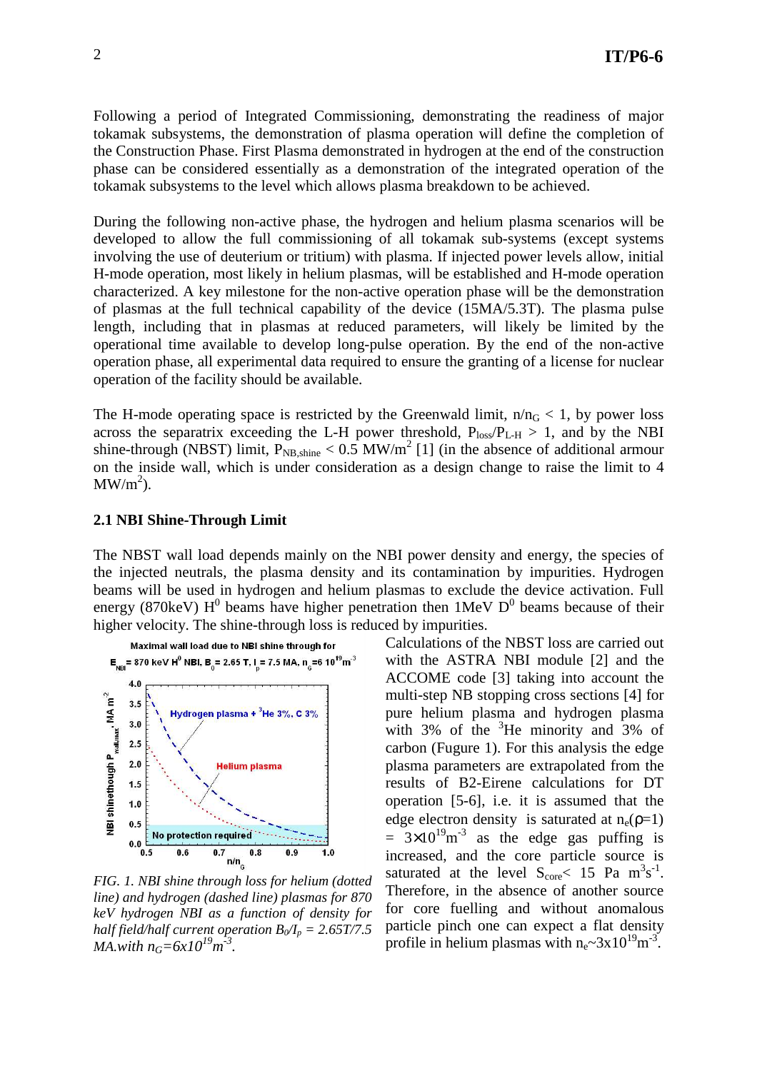Following a period of Integrated Commissioning, demonstrating the readiness of major tokamak subsystems, the demonstration of plasma operation will define the completion of the Construction Phase. First Plasma demonstrated in hydrogen at the end of the construction phase can be considered essentially as a demonstration of the integrated operation of the tokamak subsystems to the level which allows plasma breakdown to be achieved.

During the following non-active phase, the hydrogen and helium plasma scenarios will be developed to allow the full commissioning of all tokamak sub-systems (except systems involving the use of deuterium or tritium) with plasma. If injected power levels allow, initial H-mode operation, most likely in helium plasmas, will be established and H-mode operation characterized. A key milestone for the non-active operation phase will be the demonstration of plasmas at the full technical capability of the device (15MA/5.3T). The plasma pulse length, including that in plasmas at reduced parameters, will likely be limited by the operational time available to develop long-pulse operation. By the end of the non-active operation phase, all experimental data required to ensure the granting of a license for nuclear operation of the facility should be available.

The H-mode operating space is restricted by the Greenwald limit, $n/n_G < 1$, by power loss across the separatrix exceeding the L-H power threshold, $P_{loss}/P_{L\text{-}H} > 1$, and by the NBI shine-through (NBST) limit, $P_{NB,shine} < 0.5$ MW/m$^2$ [1] (in the absence of additional armour on the inside wall, which is under consideration as a design change to raise the limit to 4 MW/m$^2$).

### 2.1 NBI Shine-Through Limit

The NBST wall load depends mainly on the NBI power density and energy, the species of the injected neutrals, the plasma density and its contamination by impurities. Hydrogen beams will be used in hydrogen and helium plasmas to exclude the device activation. Full energy (870keV) $H^0$ beams have higher penetration then 1MeV $D^0$ beams because of their higher velocity. The shine-through loss is reduced by impurities.

*FIG. 1. NBI shine through loss for helium (dotted line) and hydrogen (dashed line) plasmas for 870 keV hydrogen NBI as a function of density for half field/half current operation $B_0/I_p$ = 2.65T/7.5 MA.with $n_G$=6x10$^{19}$m$^{-3}$.*

Calculations of the NBST loss are carried out with the ASTRA NBI module [2] and the ACCOME code [3] taking into account the multi-step NB stopping cross sections [4] for pure helium plasma and hydrogen plasma with 3% of the $^3$He minority and 3% of carbon (Fugure 1). For this analysis the edge plasma parameters are extrapolated from the results of B2-Eirene calculations for DT operation [5-6], i.e. it is assumed that the edge electron density is saturated at $n_e(\rho=1) = 3\times10^{19}$m$^{-3}$ as the edge gas puffing is increased, and the core particle source is saturated at the level $S_{core} <$ 15 Pa m$^3$s$^{-1}$. Therefore, in the absence of another source for core fuelling and without anomalous particle pinch one can expect a flat density profile in helium plasmas with $n_e \sim 3\times10^{19}$m$^{-3}$.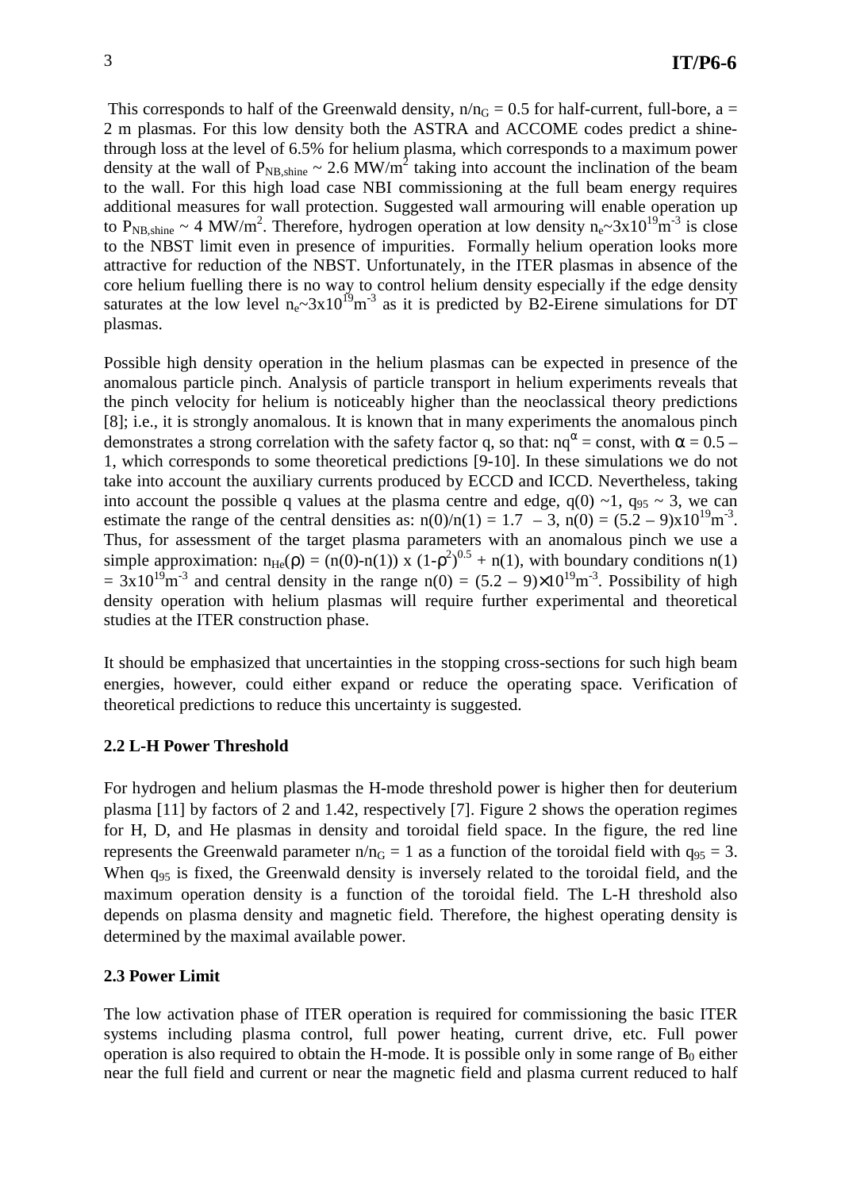This corresponds to half of the Greenwald density, $n/n_G = 0.5$ for half-current, full-bore, a = 2 m plasmas. For this low density both the ASTRA and ACCOME codes predict a shine-through loss at the level of 6.5% for helium plasma, which corresponds to a maximum power density at the wall of $P_{NB,shine} \sim 2.6$ MW/m$^2$ taking into account the inclination of the beam to the wall. For this high load case NBI commissioning at the full beam energy requires additional measures for wall protection. Suggested wall armouring will enable operation up to $P_{NB,shine} \sim 4$ MW/m$^2$. Therefore, hydrogen operation at low density $n_e \sim 3 \times 10^{19}$m$^{-3}$ is close to the NBST limit even in presence of impurities. Formally helium operation looks more attractive for reduction of the NBST. Unfortunately, in the ITER plasmas in absence of the core helium fuelling there is no way to control helium density especially if the edge density saturates at the low level $n_e \sim 3 \times 10^{19}$m$^{-3}$ as it is predicted by B2-Eirene simulations for DT plasmas.

Possible high density operation in the helium plasmas can be expected in presence of the anomalous particle pinch. Analysis of particle transport in helium experiments reveals that the pinch velocity for helium is noticeably higher than the neoclassical theory predictions [8]; i.e., it is strongly anomalous. It is known that in many experiments the anomalous pinch demonstrates a strong correlation with the safety factor q, so that: $nq^{\alpha}$ = const, with $\alpha = 0.5 - 1$, which corresponds to some theoretical predictions [9-10]. In these simulations we do not take into account the auxiliary currents produced by ECCD and ICCD. Nevertheless, taking into account the possible q values at the plasma centre and edge, $q(0) \sim 1$, $q_{95} \sim 3$, we can estimate the range of the central densities as: $n(0)/n(1) = 1.7 - 3$, $n(0) = (5.2 - 9) \times 10^{19}$m$^{-3}$. Thus, for assessment of the target plasma parameters with an anomalous pinch we use a simple approximation: $n_{He}(\rho) = (n(0)-n(1)) \times (1-\rho^2)^{0.5} + n(1)$, with boundary conditions $n(1) = 3 \times 10^{19}$m$^{-3}$ and central density in the range $n(0) = (5.2 - 9) \times 10^{19}$m$^{-3}$. Possibility of high density operation with helium plasmas will require further experimental and theoretical studies at the ITER construction phase.

It should be emphasized that uncertainties in the stopping cross-sections for such high beam energies, however, could either expand or reduce the operating space. Verification of theoretical predictions to reduce this uncertainty is suggested.

### 2.2 L-H Power Threshold

For hydrogen and helium plasmas the H-mode threshold power is higher then for deuterium plasma [11] by factors of 2 and 1.42, respectively [7]. Figure 2 shows the operation regimes for H, D, and He plasmas in density and toroidal field space. In the figure, the red line represents the Greenwald parameter $n/n_G = 1$ as a function of the toroidal field with $q_{95} = 3$. When $q_{95}$ is fixed, the Greenwald density is inversely related to the toroidal field, and the maximum operation density is a function of the toroidal field. The L-H threshold also depends on plasma density and magnetic field. Therefore, the highest operating density is determined by the maximal available power.

### 2.3 Power Limit

The low activation phase of ITER operation is required for commissioning the basic ITER systems including plasma control, full power heating, current drive, etc. Full power operation is also required to obtain the H-mode. It is possible only in some range of $B_0$ either near the full field and current or near the magnetic field and plasma current reduced to half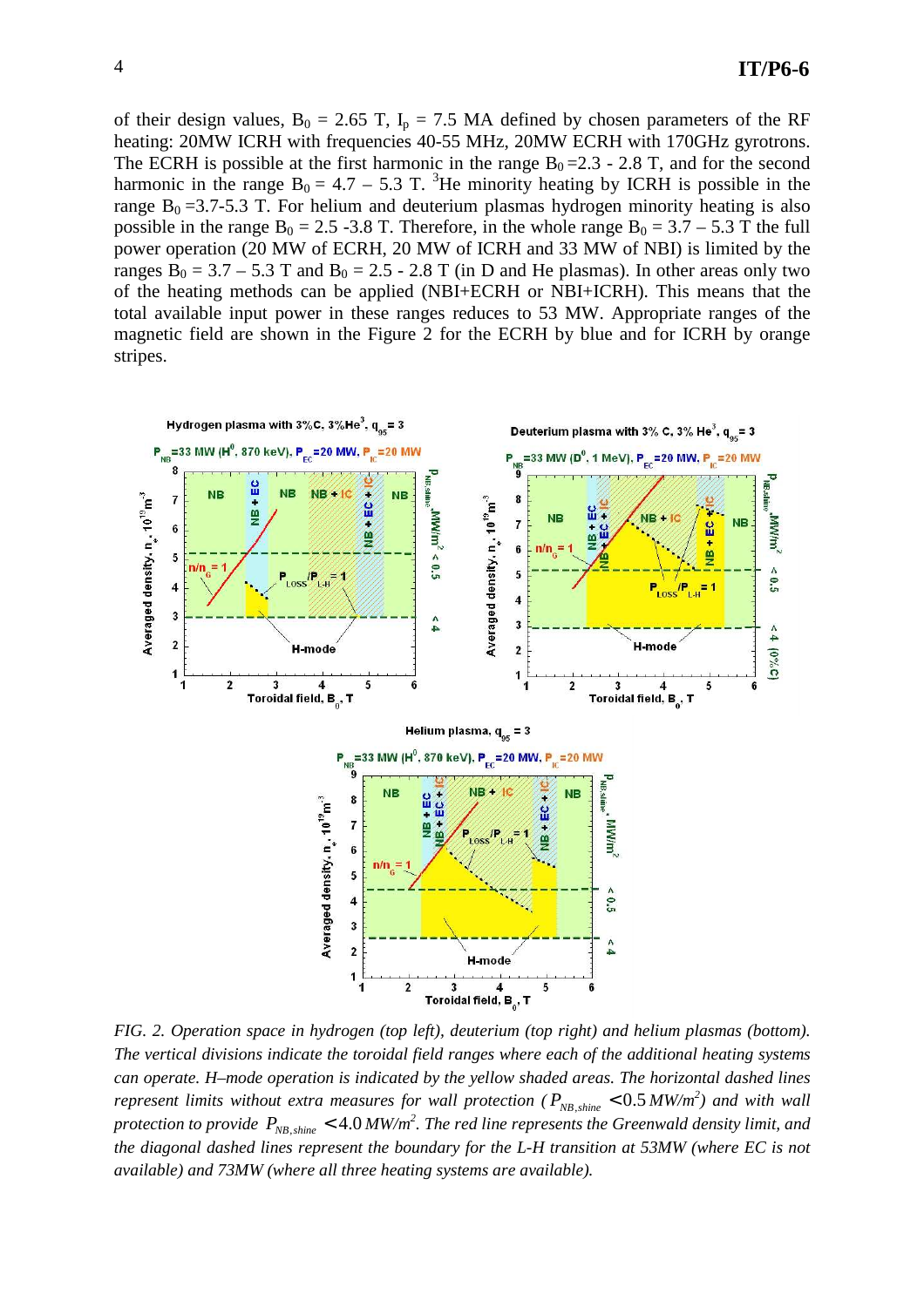of their design values, $B_0$ = 2.65 T, $I_p$ = 7.5 MA defined by chosen parameters of the RF heating: 20MW ICRH with frequencies 40-55 MHz, 20MW ECRH with 170GHz gyrotrons. The ECRH is possible at the first harmonic in the range $B_0$ =2.3 - 2.8 T, and for the second harmonic in the range $B_0$ = 4.7 – 5.3 T. $^3$He minority heating by ICRH is possible in the range $B_0$ =3.7-5.3 T. For helium and deuterium plasmas hydrogen minority heating is also possible in the range $B_0$ = 2.5 -3.8 T. Therefore, in the whole range $B_0$ = 3.7 – 5.3 T the full power operation (20 MW of ECRH, 20 MW of ICRH and 33 MW of NBI) is limited by the ranges $B_0$ = 3.7 – 5.3 T and $B_0$ = 2.5 - 2.8 T (in D and He plasmas). In other areas only two of the heating methods can be applied (NBI+ECRH or NBI+ICRH). This means that the total available input power in these ranges reduces to 53 MW. Appropriate ranges of the magnetic field are shown in the Figure 2 for the ECRH by blue and for ICRH by orange stripes.

*FIG. 2. Operation space in hydrogen (top left), deuterium (top right) and helium plasmas (bottom). The vertical divisions indicate the toroidal field ranges where each of the additional heating systems can operate. H–mode operation is indicated by the yellow shaded areas. The horizontal dashed lines represent limits without extra measures for wall protection ($P_{NB,shine}$ $<0.5\,MW/m^2$) and with wall protection to provide $P_{NB,shine}$ $<4.0\,MW/m^2$. The red line represents the Greenwald density limit, and the diagonal dashed lines represent the boundary for the L-H transition at 53MW (where EC is not available) and 73MW (where all three heating systems are available).*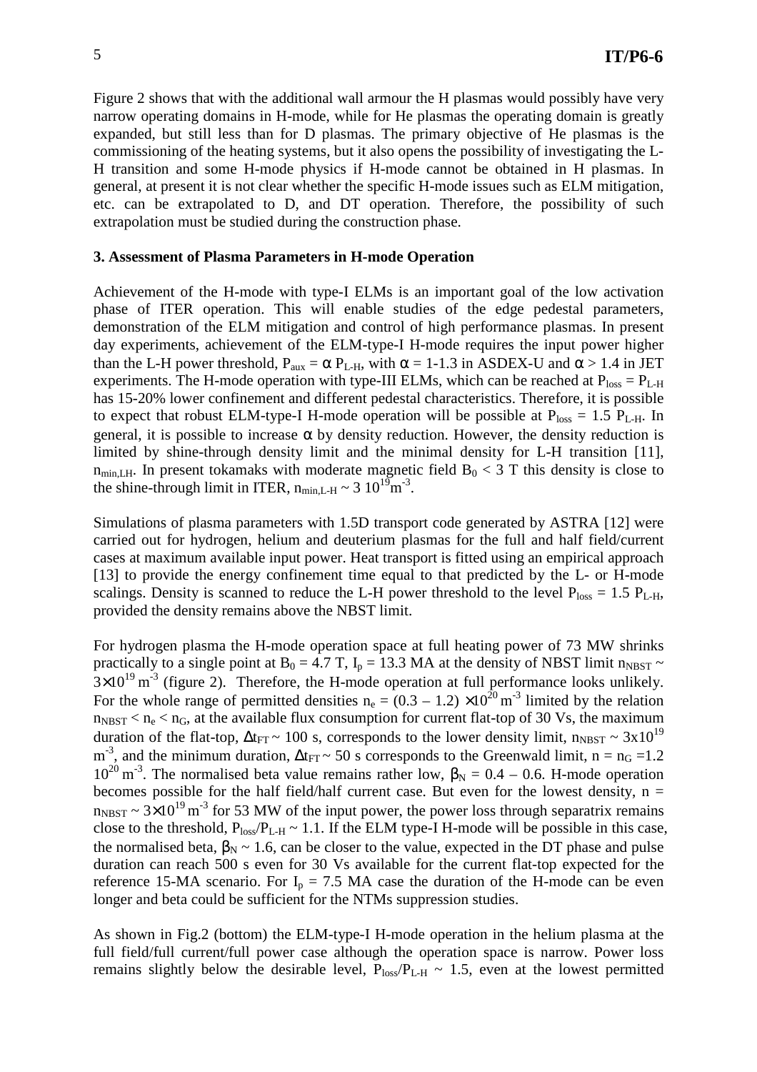Figure 2 shows that with the additional wall armour the H plasmas would possibly have very narrow operating domains in H-mode, while for He plasmas the operating domain is greatly expanded, but still less than for D plasmas. The primary objective of He plasmas is the commissioning of the heating systems, but it also opens the possibility of investigating the L-H transition and some H-mode physics if H-mode cannot be obtained in H plasmas. In general, at present it is not clear whether the specific H-mode issues such as ELM mitigation, etc. can be extrapolated to D, and DT operation. Therefore, the possibility of such extrapolation must be studied during the construction phase.

### 3. Assessment of Plasma Parameters in H-mode Operation

Achievement of the H-mode with type-I ELMs is an important goal of the low activation phase of ITER operation. This will enable studies of the edge pedestal parameters, demonstration of the ELM mitigation and control of high performance plasmas. In present day experiments, achievement of the ELM-type-I H-mode requires the input power higher than the L-H power threshold, $P_{aux} = \alpha P_{L\text{-}H}$, with $\alpha$ = 1-1.3 in ASDEX-U and $\alpha$ > 1.4 in JET experiments. The H-mode operation with type-III ELMs, which can be reached at $P_{loss} = P_{L\text{-}H}$ has 15-20% lower confinement and different pedestal characteristics. Therefore, it is possible to expect that robust ELM-type-I H-mode operation will be possible at $P_{loss} = 1.5\ P_{L\text{-}H}$. In general, it is possible to increase $\alpha$ by density reduction. However, the density reduction is limited by shine-through density limit and the minimal density for L-H transition [11], $n_{min,LH}$. In present tokamaks with moderate magnetic field $B_0 < 3$ T this density is close to the shine-through limit in ITER, $n_{min,L\text{-}H} \sim 3\ 10^{19} m^{-3}$.

Simulations of plasma parameters with 1.5D transport code generated by ASTRA [12] were carried out for hydrogen, helium and deuterium plasmas for the full and half field/current cases at maximum available input power. Heat transport is fitted using an empirical approach [13] to provide the energy confinement time equal to that predicted by the L- or H-mode scalings. Density is scanned to reduce the L-H power threshold to the level $P_{loss} = 1.5\ P_{L\text{-}H}$, provided the density remains above the NBST limit.

For hydrogen plasma the H-mode operation space at full heating power of 73 MW shrinks practically to a single point at $B_0 = 4.7$ T, $I_p = 13.3$ MA at the density of NBST limit $n_{NBST} \sim 3\times10^{19}\ m^{-3}$ (figure 2). Therefore, the H-mode operation at full performance looks unlikely. For the whole range of permitted densities $n_e = (0.3 - 1.2) \times 10^{20}\ m^{-3}$ limited by the relation $n_{NBST} < n_e < n_G$, at the available flux consumption for current flat-top of 30 Vs, the maximum duration of the flat-top, $\Delta t_{FT} \sim 100$ s, corresponds to the lower density limit, $n_{NBST} \sim 3x10^{19}\ m^{-3}$, and the minimum duration, $\Delta t_{FT} \sim 50$ s corresponds to the Greenwald limit, $n = n_G = 1.2\ 10^{20}\ m^{-3}$. The normalised beta value remains rather low, $\beta_N = 0.4 - 0.6$. H-mode operation becomes possible for the half field/half current case. But even for the lowest density, $n = n_{NBST} \sim 3\times10^{19}\ m^{-3}$ for 53 MW of the input power, the power loss through separatrix remains close to the threshold, $P_{loss}/P_{L\text{-}H} \sim 1.1$. If the ELM type-I H-mode will be possible in this case, the normalised beta, $\beta_N \sim 1.6$, can be closer to the value, expected in the DT phase and pulse duration can reach 500 s even for 30 Vs available for the current flat-top expected for the reference 15-MA scenario. For $I_p = 7.5$ MA case the duration of the H-mode can be even longer and beta could be sufficient for the NTMs suppression studies.

As shown in Fig.2 (bottom) the ELM-type-I H-mode operation in the helium plasma at the full field/full current/full power case although the operation space is narrow. Power loss remains slightly below the desirable level, $P_{loss}/P_{L\text{-}H} \sim 1.5$, even at the lowest permitted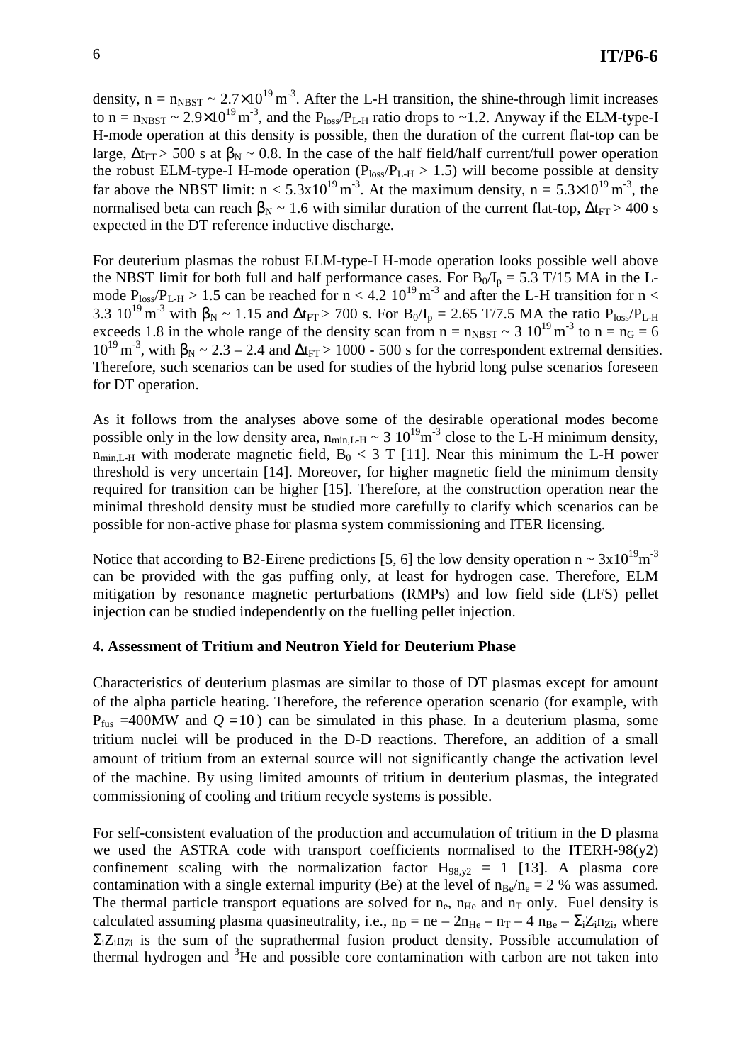density, $n = n_{NBST} \sim 2.7\times10^{19}\,m^{-3}$. After the L-H transition, the shine-through limit increases to $n = n_{NBST} \sim 2.9\times10^{19}\,m^{-3}$, and the $P_{loss}/P_{L-H}$ ratio drops to ~1.2. Anyway if the ELM-type-I H-mode operation at this density is possible, then the duration of the current flat-top can be large, $\Delta t_{FT} > 500$ s at $\beta_N \sim 0.8$. In the case of the half field/half current/full power operation the robust ELM-type-I H-mode operation ($P_{loss}/P_{L-H} > 1.5$) will become possible at density far above the NBST limit: $n < 5.3\times10^{19}\,m^{-3}$. At the maximum density, $n = 5.3\times10^{19}\,m^{-3}$, the normalised beta can reach $\beta_N \sim 1.6$ with similar duration of the current flat-top, $\Delta t_{FT} > 400$ s expected in the DT reference inductive discharge.

For deuterium plasmas the robust ELM-type-I H-mode operation looks possible well above the NBST limit for both full and half performance cases. For $B_0/I_p = 5.3$ T/15 MA in the L-mode $P_{loss}/P_{L-H} > 1.5$ can be reached for $n < 4.2\ 10^{19}\,m^{-3}$ and after the L-H transition for $n < 3.3\ 10^{19}\,m^{-3}$ with $\beta_N \sim 1.15$ and $\Delta t_{FT} > 700$ s. For $B_0/I_p = 2.65$ T/7.5 MA the ratio $P_{loss}/P_{L-H}$ exceeds 1.8 in the whole range of the density scan from $n = n_{NBST} \sim 3\ 10^{19}\,m^{-3}$ to $n = n_G = 6\ 10^{19}\,m^{-3}$, with $\beta_N \sim 2.3 – 2.4$ and $\Delta t_{FT} > 1000 - 500$ s for the correspondent extremal densities. Therefore, such scenarios can be used for studies of the hybrid long pulse scenarios foreseen for DT operation.

As it follows from the analyses above some of the desirable operational modes become possible only in the low density area, $n_{min,L-H} \sim 3\ 10^{19}m^{-3}$ close to the L-H minimum density, $n_{min,L-H}$ with moderate magnetic field, $B_0 < 3$ T [11]. Near this minimum the L-H power threshold is very uncertain [14]. Moreover, for higher magnetic field the minimum density required for transition can be higher [15]. Therefore, at the construction operation near the minimal threshold density must be studied more carefully to clarify which scenarios can be possible for non-active phase for plasma system commissioning and ITER licensing.

Notice that according to B2-Eirene predictions [5, 6] the low density operation $n \sim 3\times10^{19}m^{-3}$ can be provided with the gas puffing only, at least for hydrogen case. Therefore, ELM mitigation by resonance magnetic perturbations (RMPs) and low field side (LFS) pellet injection can be studied independently on the fuelling pellet injection.

## 4. Assessment of Tritium and Neutron Yield for Deuterium Phase

Characteristics of deuterium plasmas are similar to those of DT plasmas except for amount of the alpha particle heating. Therefore, the reference operation scenario (for example, with $P_{fus}$ =400MW and $Q = 10$) can be simulated in this phase. In a deuterium plasma, some tritium nuclei will be produced in the D-D reactions. Therefore, an addition of a small amount of tritium from an external source will not significantly change the activation level of the machine. By using limited amounts of tritium in deuterium plasmas, the integrated commissioning of cooling and tritium recycle systems is possible.

For self-consistent evaluation of the production and accumulation of tritium in the D plasma we used the ASTRA code with transport coefficients normalised to the ITERH-98(y2) confinement scaling with the normalization factor $H_{98,y2} = 1$ [13]. A plasma core contamination with a single external impurity (Be) at the level of $n_{Be}/n_e = 2$ % was assumed. The thermal particle transport equations are solved for $n_e$, $n_{He}$ and $n_T$ only. Fuel density is calculated assuming plasma quasineutrality, i.e., $n_D = ne – 2n_{He} – n_T – 4\ n_{Be} – \Sigma_i Z_i n_{Zi}$, where $\Sigma_i Z_i n_{Zi}$ is the sum of the suprathermal fusion product density. Possible accumulation of thermal hydrogen and $^3$He and possible core contamination with carbon are not taken into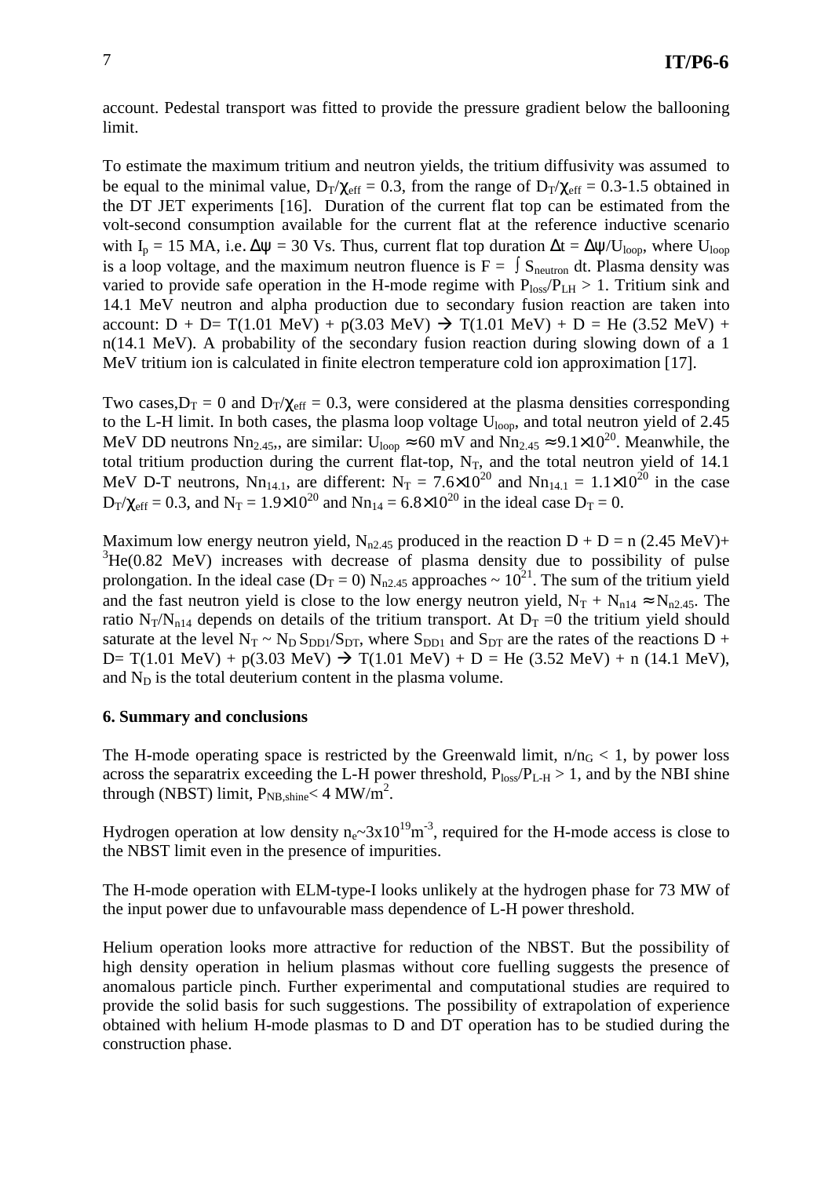account. Pedestal transport was fitted to provide the pressure gradient below the ballooning limit.

To estimate the maximum tritium and neutron yields, the tritium diffusivity was assumed to be equal to the minimal value, $D_T/\chi_{eff} = 0.3$, from the range of $D_T/\chi_{eff} = 0.3$-$1.5$ obtained in the DT JET experiments [16]. Duration of the current flat top can be estimated from the volt-second consumption available for the current flat at the reference inductive scenario with $I_p = 15$ MA, i.e. $\Delta\psi = 30$ Vs. Thus, current flat top duration $\Delta t = \Delta\psi/U_{loop}$, where $U_{loop}$ is a loop voltage, and the maximum neutron fluence is $F = \int S_{neutron}\, dt$. Plasma density was varied to provide safe operation in the H-mode regime with $P_{loss}/P_{LH} > 1$. Tritium sink and 14.1 MeV neutron and alpha production due to secondary fusion reaction are taken into account: D + D= T(1.01 MeV) + p(3.03 MeV) $\rightarrow$ T(1.01 MeV) + D = He (3.52 MeV) + n(14.1 MeV). A probability of the secondary fusion reaction during slowing down of a 1 MeV tritium ion is calculated in finite electron temperature cold ion approximation [17].

Two cases, $D_T = 0$ and $D_T/\chi_{eff} = 0.3$, were considered at the plasma densities corresponding to the L-H limit. In both cases, the plasma loop voltage $U_{loop}$, and total neutron yield of 2.45 MeV DD neutrons $Nn_{2.45}$,, are similar: $U_{loop} \approx 60$ mV and $Nn_{2.45} \approx 9.1\times10^{20}$. Meanwhile, the total tritium production during the current flat-top, $N_T$, and the total neutron yield of 14.1 MeV D-T neutrons, $Nn_{14.1}$, are different: $N_T = 7.6\times10^{20}$ and $Nn_{14.1} = 1.1\times10^{20}$ in the case $D_T/\chi_{eff} = 0.3$, and $N_T = 1.9\times10^{20}$ and $Nn_{14} = 6.8\times10^{20}$ in the ideal case $D_T = 0$.

Maximum low energy neutron yield, $N_{n2.45}$ produced in the reaction D + D = n (2.45 MeV)+ $^3$He(0.82 MeV) increases with decrease of plasma density due to possibility of pulse prolongation. In the ideal case ($D_T = 0$) $N_{n2.45}$ approaches $\sim 10^{21}$. The sum of the tritium yield and the fast neutron yield is close to the low energy neutron yield, $N_T + N_{n14} \approx N_{n2.45}$. The ratio $N_T/N_{n14}$ depends on details of the tritium transport. At $D_T = 0$ the tritium yield should saturate at the level $N_T \sim N_D\, S_{DD1}/S_{DT}$, where $S_{DD1}$ and $S_{DT}$ are the rates of the reactions D + D= T(1.01 MeV) + p(3.03 MeV) $\rightarrow$ T(1.01 MeV) + D = He (3.52 MeV) + n (14.1 MeV), and $N_D$ is the total deuterium content in the plasma volume.

### 6. Summary and conclusions

The H-mode operating space is restricted by the Greenwald limit, $n/n_G < 1$, by power loss across the separatrix exceeding the L-H power threshold, $P_{loss}/P_{L\text{-}H} > 1$, and by the NBI shine through (NBST) limit, $P_{NB,shine} < 4$ MW/m$^2$.

Hydrogen operation at low density $n_e \sim 3\times10^{19}$m$^{-3}$, required for the H-mode access is close to the NBST limit even in the presence of impurities.

The H-mode operation with ELM-type-I looks unlikely at the hydrogen phase for 73 MW of the input power due to unfavourable mass dependence of L-H power threshold.

Helium operation looks more attractive for reduction of the NBST. But the possibility of high density operation in helium plasmas without core fuelling suggests the presence of anomalous particle pinch. Further experimental and computational studies are required to provide the solid basis for such suggestions. The possibility of extrapolation of experience obtained with helium H-mode plasmas to D and DT operation has to be studied during the construction phase.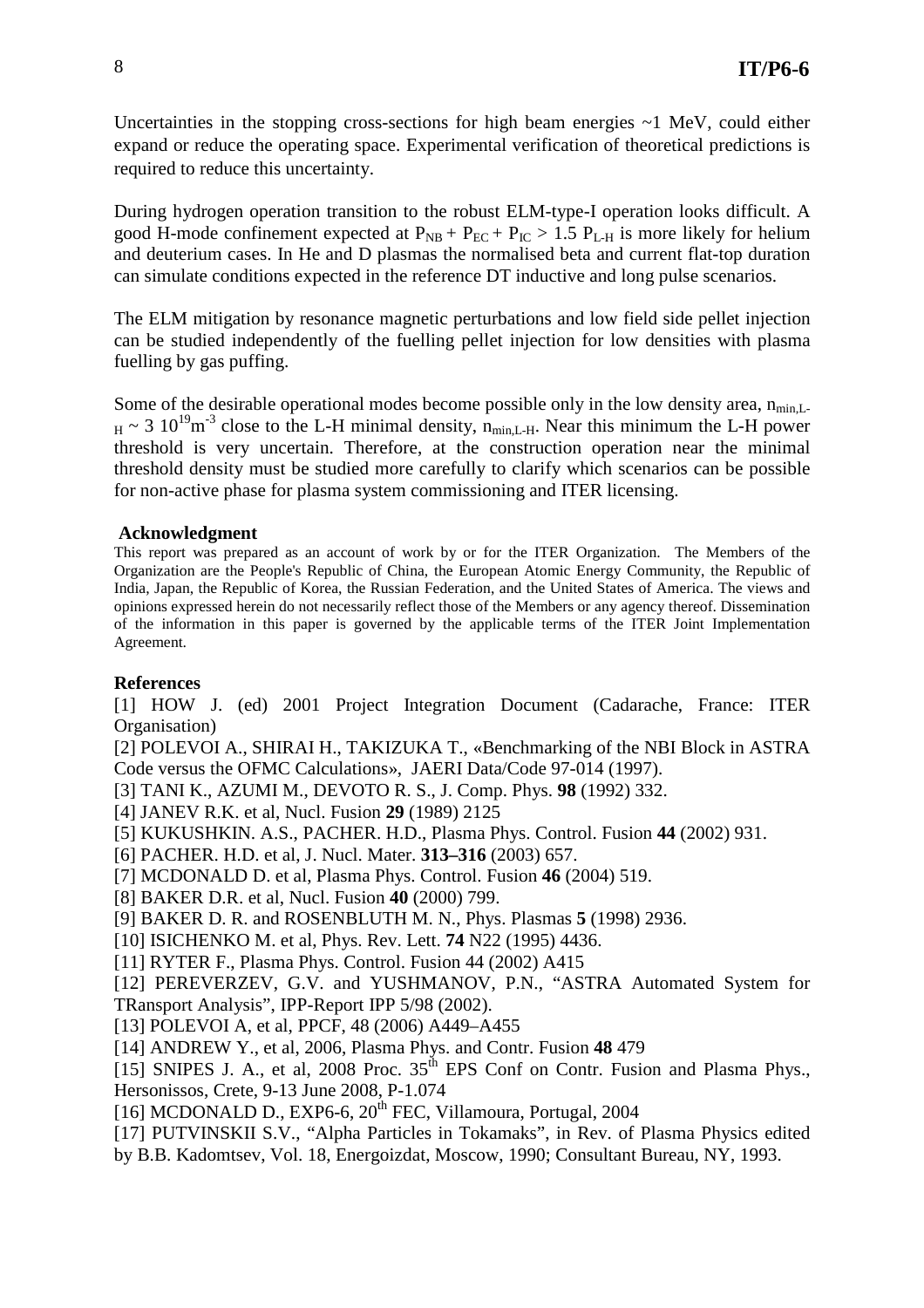Uncertainties in the stopping cross-sections for high beam energies ~1 MeV, could either expand or reduce the operating space. Experimental verification of theoretical predictions is required to reduce this uncertainty.

During hydrogen operation transition to the robust ELM-type-I operation looks difficult. A good H-mode confinement expected at $P_{NB} + P_{EC} + P_{IC} > 1.5\ P_{L\text{-}H}$ is more likely for helium and deuterium cases. In He and D plasmas the normalised beta and current flat-top duration can simulate conditions expected in the reference DT inductive and long pulse scenarios.

The ELM mitigation by resonance magnetic perturbations and low field side pellet injection can be studied independently of the fuelling pellet injection for low densities with plasma fuelling by gas puffing.

Some of the desirable operational modes become possible only in the low density area, $n_{min,L\text{-}H} \sim 3\ 10^{19} m^{-3}$ close to the L-H minimal density, $n_{min,L\text{-}H}$. Near this minimum the L-H power threshold is very uncertain. Therefore, at the construction operation near the minimal threshold density must be studied more carefully to clarify which scenarios can be possible for non-active phase for plasma system commissioning and ITER licensing.

**Acknowledgment**

This report was prepared as an account of work by or for the ITER Organization. The Members of the Organization are the People's Republic of China, the European Atomic Energy Community, the Republic of India, Japan, the Republic of Korea, the Russian Federation, and the United States of America. The views and opinions expressed herein do not necessarily reflect those of the Members or any agency thereof. Dissemination of the information in this paper is governed by the applicable terms of the ITER Joint Implementation Agreement.

**References**

[1] HOW J. (ed) 2001 Project Integration Document (Cadarache, France: ITER Organisation)

[2] POLEVOI A., SHIRAI H., TAKIZUKA T., «Benchmarking of the NBI Block in ASTRA Code versus the OFMC Calculations», JAERI Data/Code 97-014 (1997).

[3] TANI K., AZUMI M., DEVOTO R. S., J. Comp. Phys. **98** (1992) 332.

[4] JANEV R.K. et al, Nucl. Fusion **29** (1989) 2125

[5] KUKUSHKIN. A.S., PACHER. H.D., Plasma Phys. Control. Fusion **44** (2002) 931.

[6] PACHER. H.D. et al, J. Nucl. Mater. **313–316** (2003) 657.

[7] MCDONALD D. et al, Plasma Phys. Control. Fusion **46** (2004) 519.

[8] BAKER D.R. et al, Nucl. Fusion **40** (2000) 799.

[9] BAKER D. R. and ROSENBLUTH M. N., Phys. Plasmas **5** (1998) 2936.

[10] ISICHENKO M. et al, Phys. Rev. Lett. **74** N22 (1995) 4436.

[11] RYTER F., Plasma Phys. Control. Fusion 44 (2002) A415

[12] PEREVERZEV, G.V. and YUSHMANOV, P.N., "ASTRA Automated System for TRansport Analysis", IPP-Report IPP 5/98 (2002).

[13] POLEVOI A, et al, PPCF, 48 (2006) A449–A455

[14] ANDREW Y., et al, 2006, Plasma Phys. and Contr. Fusion **48** 479

[15] SNIPES J. A., et al, 2008 Proc. 35th EPS Conf on Contr. Fusion and Plasma Phys., Hersonissos, Crete, 9-13 June 2008, P-1.074

[16] MCDONALD D., EXP6-6, 20th FEC, Villamoura, Portugal, 2004

[17] PUTVINSKII S.V., "Alpha Particles in Tokamaks", in Rev. of Plasma Physics edited by B.B. Kadomtsev, Vol. 18, Energoizdat, Moscow, 1990; Consultant Bureau, NY, 1993.